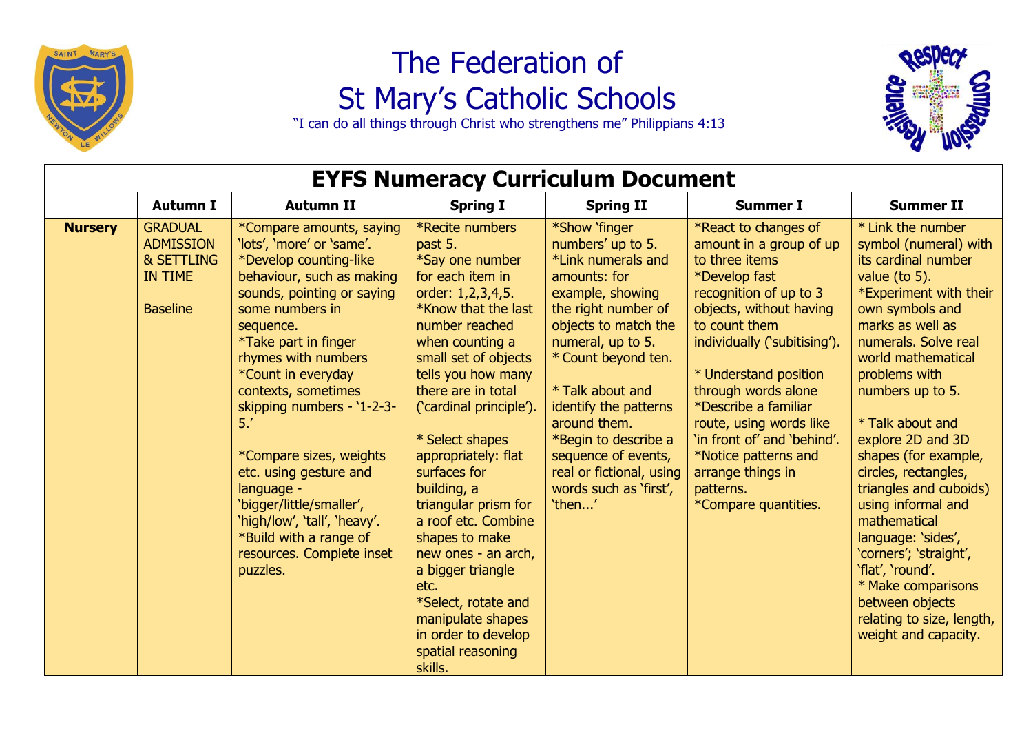# The Federation of St Mary's Catholic Schools

"I can do all things through Christ who strengthens me" Philippians 4:13

## EYFS Numeracy Curriculum Document

| | Autumn I | Autumn II | Spring I | Spring II | Summer I | Summer II |
|---|---|---|---|---|---|---|
| **Nursery** | GRADUAL ADMISSION & SETTLING IN TIME<br><br>Baseline | *Compare amounts, saying 'lots', 'more' or 'same'.<br>*Develop counting-like behaviour, such as making sounds, pointing or saying some numbers in sequence.<br>*Take part in finger rhymes with numbers<br>*Count in everyday contexts, sometimes skipping numbers - '1-2-3-5.'<br><br>*Compare sizes, weights etc. using gesture and language - 'bigger/little/smaller', 'high/low', 'tall', 'heavy'.<br>*Build with a range of resources. Complete inset puzzles. | *Recite numbers past 5.<br>*Say one number for each item in order: 1,2,3,4,5.<br>*Know that the last number reached when counting a small set of objects tells you how many there are in total ('cardinal principle').<br><br>* Select shapes appropriately: flat surfaces for building, a triangular prism for a roof etc. Combine shapes to make new ones - an arch, a bigger triangle etc.<br>*Select, rotate and manipulate shapes in order to develop spatial reasoning skills. | *Show 'finger numbers' up to 5.<br>*Link numerals and amounts: for example, showing the right number of objects to match the numeral, up to 5.<br>* Count beyond ten.<br><br>* Talk about and identify the patterns around them.<br>*Begin to describe a sequence of events, real or fictional, using words such as 'first', 'then...' | *React to changes of amount in a group of up to three items<br>*Develop fast recognition of up to 3 objects, without having to count them individually ('subitising').<br><br>* Understand position through words alone<br>*Describe a familiar route, using words like 'in front of' and 'behind'.<br>*Notice patterns and arrange things in patterns.<br>*Compare quantities. | * Link the number symbol (numeral) with its cardinal number value (to 5).<br>*Experiment with their own symbols and marks as well as numerals. Solve real world mathematical problems with numbers up to 5.<br><br>* Talk about and explore 2D and 3D shapes (for example, circles, rectangles, triangles and cuboids) using informal and mathematical language: 'sides', 'corners'; 'straight', 'flat', 'round'.<br>* Make comparisons between objects relating to size, length, weight and capacity. |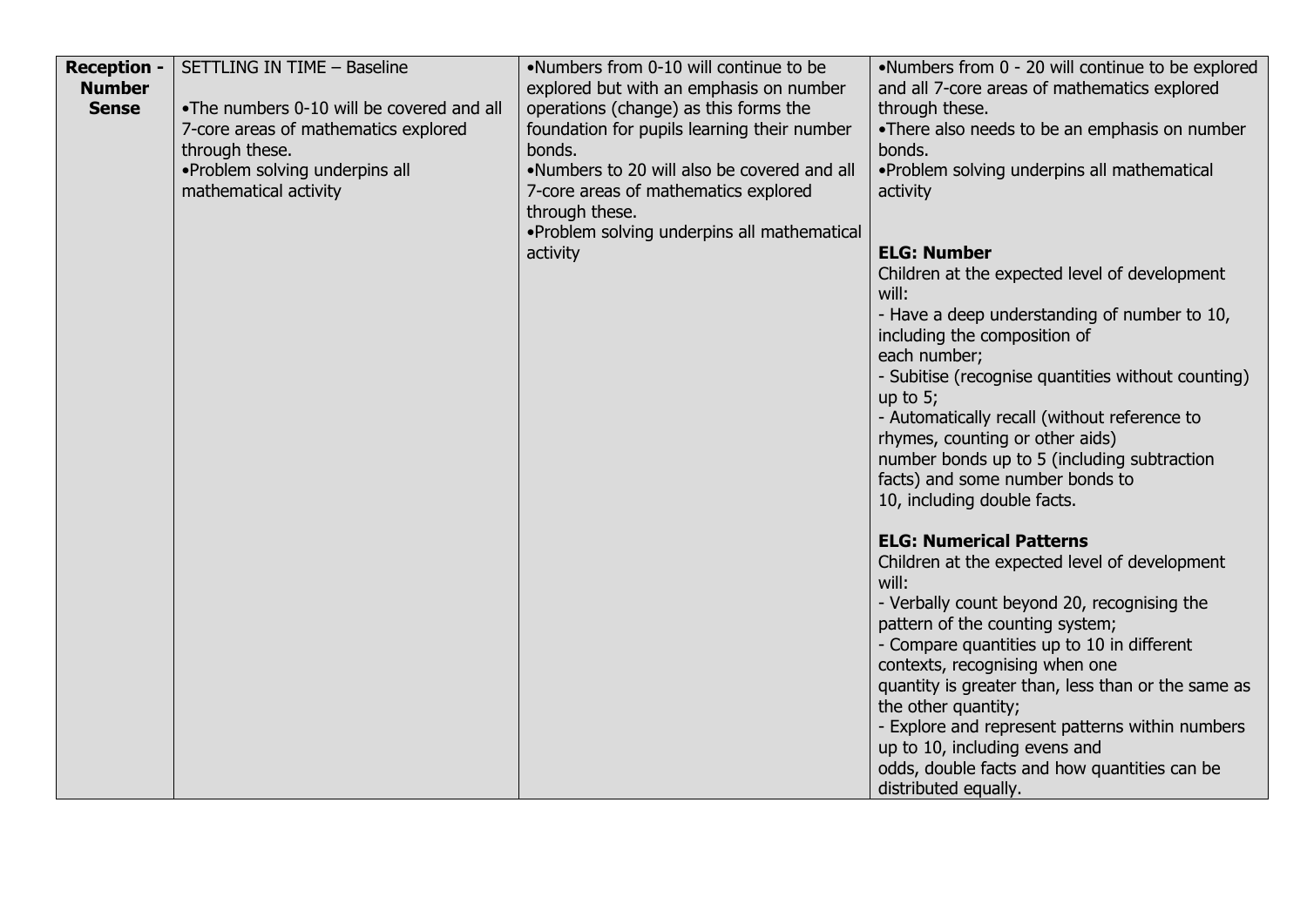| | | | |
|---|---|---|---|
| **Reception - Number Sense** | SETTLING IN TIME – Baseline<br><br>•The numbers 0-10 will be covered and all 7-core areas of mathematics explored through these.<br>•Problem solving underpins all mathematical activity | •Numbers from 0-10 will continue to be explored but with an emphasis on number operations (change) as this forms the foundation for pupils learning their number bonds.<br>•Numbers to 20 will also be covered and all 7-core areas of mathematics explored through these.<br>•Problem solving underpins all mathematical activity | •Numbers from 0 - 20 will continue to be explored and all 7-core areas of mathematics explored through these.<br>•There also needs to be an emphasis on number bonds.<br>•Problem solving underpins all mathematical activity<br><br>**ELG: Number**<br>Children at the expected level of development will:<br>- Have a deep understanding of number to 10, including the composition of each number;<br>- Subitise (recognise quantities without counting) up to 5;<br>- Automatically recall (without reference to rhymes, counting or other aids) number bonds up to 5 (including subtraction facts) and some number bonds to 10, including double facts.<br><br>**ELG: Numerical Patterns**<br>Children at the expected level of development will:<br>- Verbally count beyond 20, recognising the pattern of the counting system;<br>- Compare quantities up to 10 in different contexts, recognising when one quantity is greater than, less than or the same as the other quantity;<br>- Explore and represent patterns within numbers up to 10, including evens and odds, double facts and how quantities can be distributed equally. |